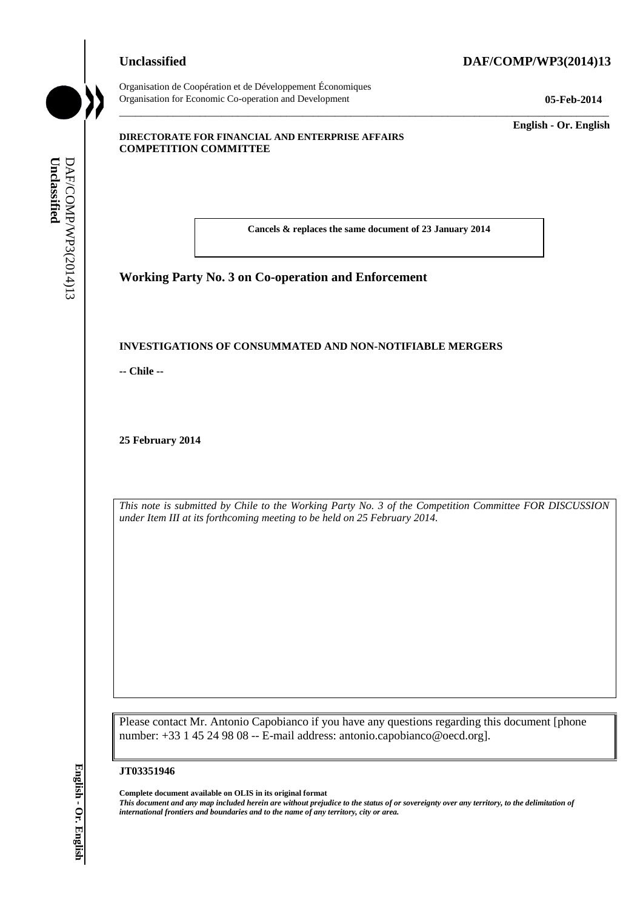**Unclassified** **DAF/COMP/WP3(2014)13**

Organisation de Coopération et de Développement Économiques
Organisation for Economic Co-operation and Development

**05-Feb-2014**

**English - Or. English**

**DIRECTORATE FOR FINANCIAL AND ENTERPRISE AFFAIRS**
**COMPETITION COMMITTEE**

**Cancels & replaces the same document of 23 January 2014**

## Working Party No. 3 on Co-operation and Enforcement

### INVESTIGATIONS OF CONSUMMATED AND NON-NOTIFIABLE MERGERS

**-- Chile --**

**25 February 2014**

*This note is submitted by Chile to the Working Party No. 3 of the Competition Committee FOR DISCUSSION under Item III at its forthcoming meeting to be held on 25 February 2014.*

Please contact Mr. Antonio Capobianco if you have any questions regarding this document [phone number: +33 1 45 24 98 08 -- E-mail address: antonio.capobianco@oecd.org].

**JT03351946**

**Complete document available on OLIS in its original format**
***This document and any map included herein are without prejudice to the status of or sovereignty over any territory, to the delimitation of international frontiers and boundaries and to the name of any territory, city or area.***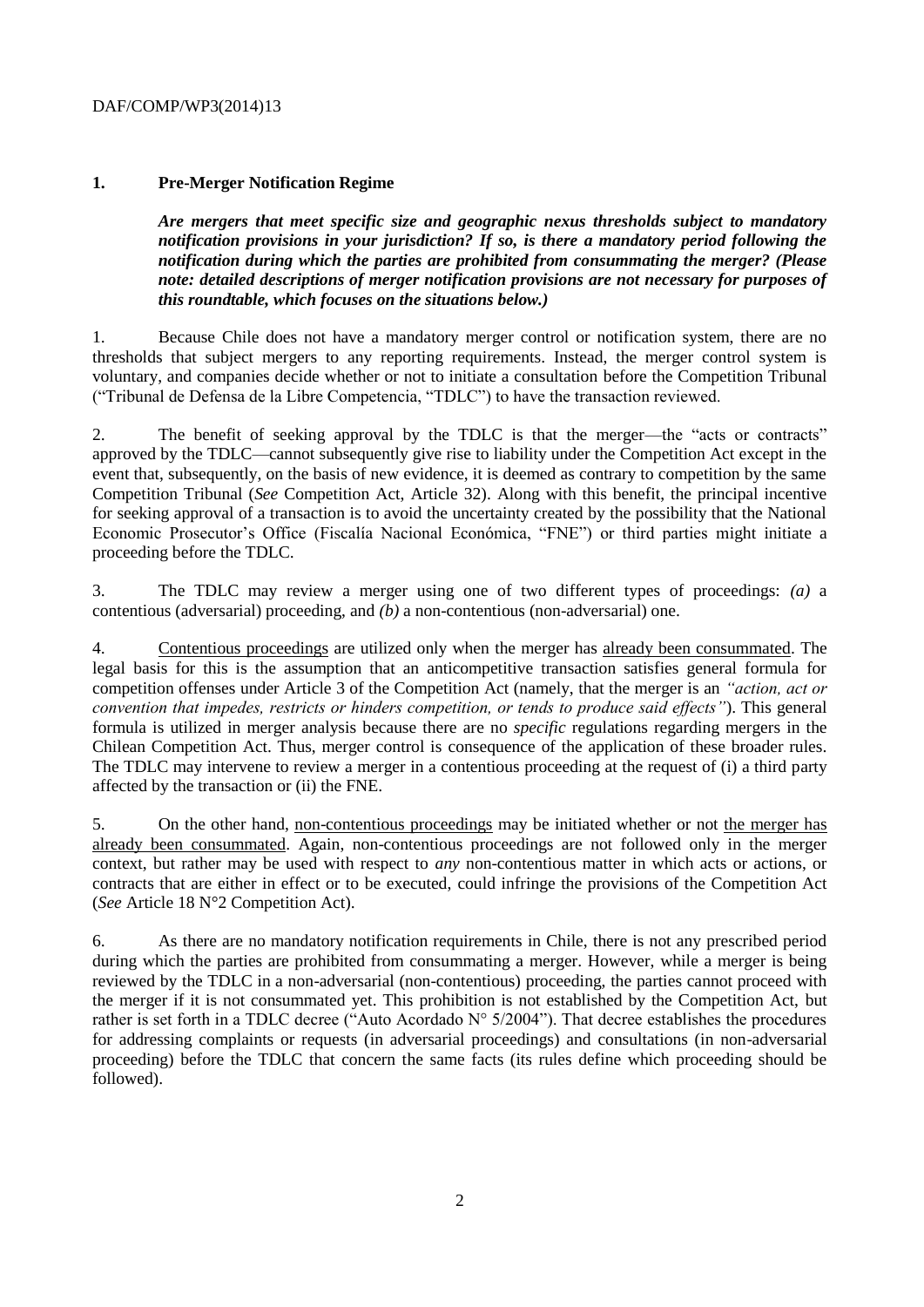## 1. Pre-Merger Notification Regime

***Are mergers that meet specific size and geographic nexus thresholds subject to mandatory notification provisions in your jurisdiction? If so, is there a mandatory period following the notification during which the parties are prohibited from consummating the merger? (Please note: detailed descriptions of merger notification provisions are not necessary for purposes of this roundtable, which focuses on the situations below.)***

1. Because Chile does not have a mandatory merger control or notification system, there are no thresholds that subject mergers to any reporting requirements. Instead, the merger control system is voluntary, and companies decide whether or not to initiate a consultation before the Competition Tribunal ("Tribunal de Defensa de la Libre Competencia, "TDLC") to have the transaction reviewed.

2. The benefit of seeking approval by the TDLC is that the merger—the "acts or contracts" approved by the TDLC—cannot subsequently give rise to liability under the Competition Act except in the event that, subsequently, on the basis of new evidence, it is deemed as contrary to competition by the same Competition Tribunal (*See* Competition Act, Article 32). Along with this benefit, the principal incentive for seeking approval of a transaction is to avoid the uncertainty created by the possibility that the National Economic Prosecutor's Office (Fiscalía Nacional Económica, "FNE") or third parties might initiate a proceeding before the TDLC.

3. The TDLC may review a merger using one of two different types of proceedings: *(a)* a contentious (adversarial) proceeding, and *(b)* a non-contentious (non-adversarial) one.

4. Contentious proceedings are utilized only when the merger has already been consummated. The legal basis for this is the assumption that an anticompetitive transaction satisfies general formula for competition offenses under Article 3 of the Competition Act (namely, that the merger is an *"action, act or convention that impedes, restricts or hinders competition, or tends to produce said effects"*). This general formula is utilized in merger analysis because there are no *specific* regulations regarding mergers in the Chilean Competition Act. Thus, merger control is consequence of the application of these broader rules. The TDLC may intervene to review a merger in a contentious proceeding at the request of (i) a third party affected by the transaction or (ii) the FNE.

5. On the other hand, non-contentious proceedings may be initiated whether or not the merger has already been consummated. Again, non-contentious proceedings are not followed only in the merger context, but rather may be used with respect to *any* non-contentious matter in which acts or actions, or contracts that are either in effect or to be executed, could infringe the provisions of the Competition Act (*See* Article 18 N°2 Competition Act).

6. As there are no mandatory notification requirements in Chile, there is not any prescribed period during which the parties are prohibited from consummating a merger. However, while a merger is being reviewed by the TDLC in a non-adversarial (non-contentious) proceeding, the parties cannot proceed with the merger if it is not consummated yet. This prohibition is not established by the Competition Act, but rather is set forth in a TDLC decree ("Auto Acordado N° 5/2004"). That decree establishes the procedures for addressing complaints or requests (in adversarial proceedings) and consultations (in non-adversarial proceeding) before the TDLC that concern the same facts (its rules define which proceeding should be followed).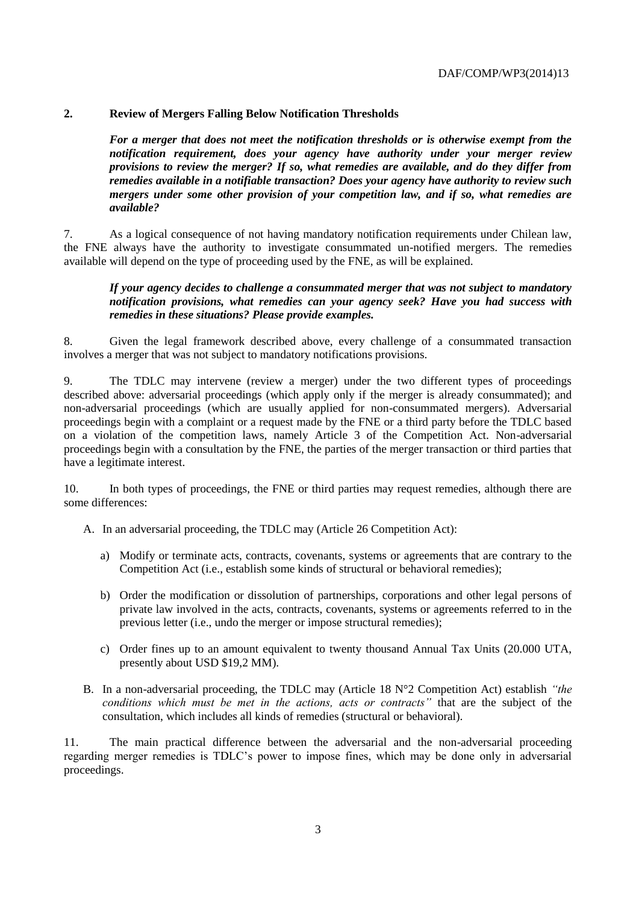## 2. Review of Mergers Falling Below Notification Thresholds

***For a merger that does not meet the notification thresholds or is otherwise exempt from the notification requirement, does your agency have authority under your merger review provisions to review the merger? If so, what remedies are available, and do they differ from remedies available in a notifiable transaction? Does your agency have authority to review such mergers under some other provision of your competition law, and if so, what remedies are available?***

7. As a logical consequence of not having mandatory notification requirements under Chilean law, the FNE always have the authority to investigate consummated un-notified mergers. The remedies available will depend on the type of proceeding used by the FNE, as will be explained.

***If your agency decides to challenge a consummated merger that was not subject to mandatory notification provisions, what remedies can your agency seek? Have you had success with remedies in these situations? Please provide examples.***

8. Given the legal framework described above, every challenge of a consummated transaction involves a merger that was not subject to mandatory notifications provisions.

9. The TDLC may intervene (review a merger) under the two different types of proceedings described above: adversarial proceedings (which apply only if the merger is already consummated); and non-adversarial proceedings (which are usually applied for non-consummated mergers). Adversarial proceedings begin with a complaint or a request made by the FNE or a third party before the TDLC based on a violation of the competition laws, namely Article 3 of the Competition Act. Non-adversarial proceedings begin with a consultation by the FNE, the parties of the merger transaction or third parties that have a legitimate interest.

10. In both types of proceedings, the FNE or third parties may request remedies, although there are some differences:

A. In an adversarial proceeding, the TDLC may (Article 26 Competition Act):

   a) Modify or terminate acts, contracts, covenants, systems or agreements that are contrary to the Competition Act (i.e., establish some kinds of structural or behavioral remedies);

   b) Order the modification or dissolution of partnerships, corporations and other legal persons of private law involved in the acts, contracts, covenants, systems or agreements referred to in the previous letter (i.e., undo the merger or impose structural remedies);

   c) Order fines up to an amount equivalent to twenty thousand Annual Tax Units (20.000 UTA, presently about USD $19,2 MM).

B. In a non-adversarial proceeding, the TDLC may (Article 18 N°2 Competition Act) establish *"the conditions which must be met in the actions, acts or contracts"* that are the subject of the consultation, which includes all kinds of remedies (structural or behavioral).

11. The main practical difference between the adversarial and the non-adversarial proceeding regarding merger remedies is TDLC's power to impose fines, which may be done only in adversarial proceedings.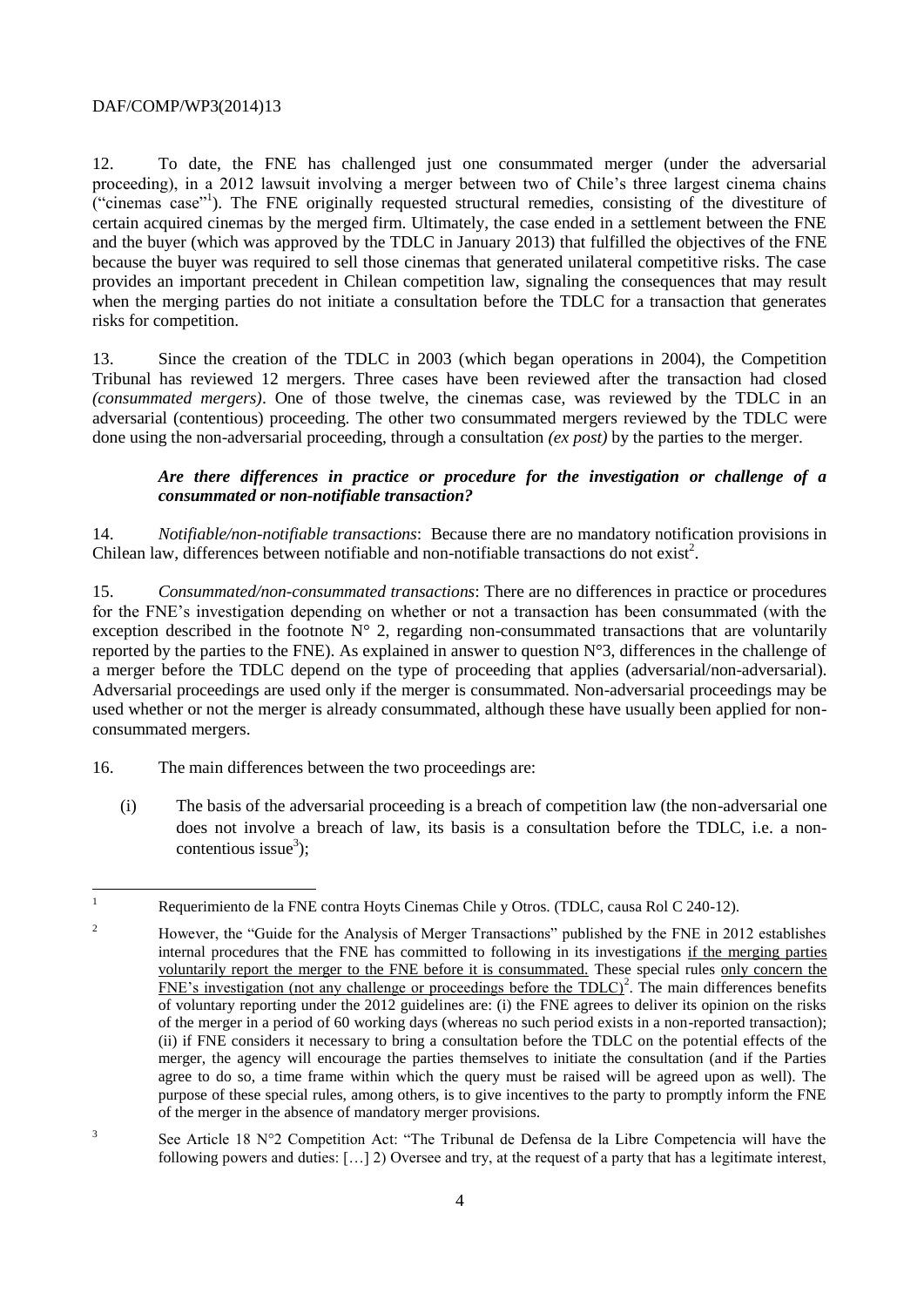12. To date, the FNE has challenged just one consummated merger (under the adversarial proceeding), in a 2012 lawsuit involving a merger between two of Chile's three largest cinema chains ("cinemas case"[1]). The FNE originally requested structural remedies, consisting of the divestiture of certain acquired cinemas by the merged firm. Ultimately, the case ended in a settlement between the FNE and the buyer (which was approved by the TDLC in January 2013) that fulfilled the objectives of the FNE because the buyer was required to sell those cinemas that generated unilateral competitive risks. The case provides an important precedent in Chilean competition law, signaling the consequences that may result when the merging parties do not initiate a consultation before the TDLC for a transaction that generates risks for competition.

13. Since the creation of the TDLC in 2003 (which began operations in 2004), the Competition Tribunal has reviewed 12 mergers. Three cases have been reviewed after the transaction had closed *(consummated mergers)*. One of those twelve, the cinemas case, was reviewed by the TDLC in an adversarial (contentious) proceeding. The other two consummated mergers reviewed by the TDLC were done using the non-adversarial proceeding, through a consultation *(ex post)* by the parties to the merger.

***Are there differences in practice or procedure for the investigation or challenge of a consummated or non-notifiable transaction?***

14. *Notifiable/non-notifiable transactions*: Because there are no mandatory notification provisions in Chilean law, differences between notifiable and non-notifiable transactions do not exist[2].

15. *Consummated/non-consummated transactions*: There are no differences in practice or procedures for the FNE's investigation depending on whether or not a transaction has been consummated (with the exception described in the footnote N° 2, regarding non-consummated transactions that are voluntarily reported by the parties to the FNE). As explained in answer to question N°3, differences in the challenge of a merger before the TDLC depend on the type of proceeding that applies (adversarial/non-adversarial). Adversarial proceedings are used only if the merger is consummated. Non-adversarial proceedings may be used whether or not the merger is already consummated, although these have usually been applied for non-consummated mergers.

16. The main differences between the two proceedings are:

(i) The basis of the adversarial proceeding is a breach of competition law (the non-adversarial one does not involve a breach of law, its basis is a consultation before the TDLC, i.e. a non-contentious issue[3]);

---

[1] Requerimiento de la FNE contra Hoyts Cinemas Chile y Otros. (TDLC, causa Rol C 240-12).

[2] However, the "Guide for the Analysis of Merger Transactions" published by the FNE in 2012 establishes internal procedures that the FNE has committed to following in its investigations <u>if the merging parties voluntarily report the merger to the FNE before it is consummated.</u> These special rules <u>only concern the FNE's investigation (not any challenge or proceedings before the TDLC)</u>[2]. The main differences benefits of voluntary reporting under the 2012 guidelines are: (i) the FNE agrees to deliver its opinion on the risks of the merger in a period of 60 working days (whereas no such period exists in a non-reported transaction); (ii) if FNE considers it necessary to bring a consultation before the TDLC on the potential effects of the merger, the agency will encourage the parties themselves to initiate the consultation (and if the Parties agree to do so, a time frame within which the query must be raised will be agreed upon as well). The purpose of these special rules, among others, is to give incentives to the party to promptly inform the FNE of the merger in the absence of mandatory merger provisions.

[3] See Article 18 N°2 Competition Act: "The Tribunal de Defensa de la Libre Competencia will have the following powers and duties: […] 2) Oversee and try, at the request of a party that has a legitimate interest,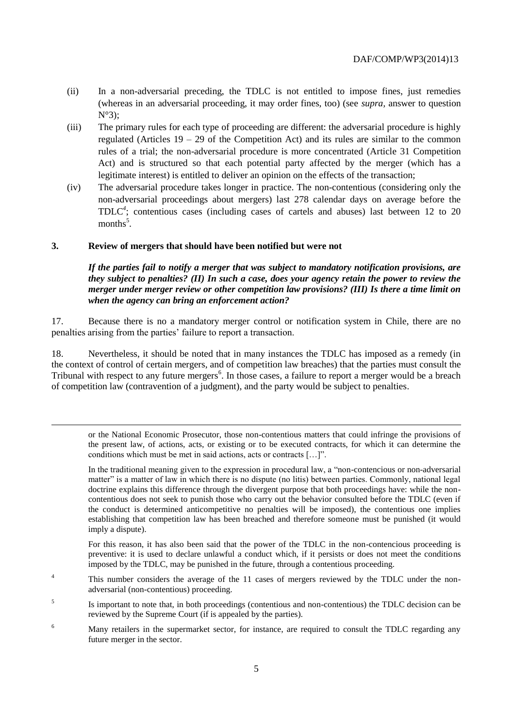(ii) In a non-adversarial preceding, the TDLC is not entitled to impose fines, just remedies (whereas in an adversarial proceeding, it may order fines, too) (see *supra*, answer to question N°3);

(iii) The primary rules for each type of proceeding are different: the adversarial procedure is highly regulated (Articles 19 – 29 of the Competition Act) and its rules are similar to the common rules of a trial; the non-adversarial procedure is more concentrated (Article 31 Competition Act) and is structured so that each potential party affected by the merger (which has a legitimate interest) is entitled to deliver an opinion on the effects of the transaction;

(iv) The adversarial procedure takes longer in practice. The non-contentious (considering only the non-adversarial proceedings about mergers) last 278 calendar days on average before the TDLC[4]; contentious cases (including cases of cartels and abuses) last between 12 to 20 months[5].

## 3. Review of mergers that should have been notified but were not

***If the parties fail to notify a merger that was subject to mandatory notification provisions, are they subject to penalties? (II) In such a case, does your agency retain the power to review the merger under merger review or other competition law provisions? (III) Is there a time limit on when the agency can bring an enforcement action?***

17. Because there is no a mandatory merger control or notification system in Chile, there are no penalties arising from the parties' failure to report a transaction.

18. Nevertheless, it should be noted that in many instances the TDLC has imposed as a remedy (in the context of control of certain mergers, and of competition law breaches) that the parties must consult the Tribunal with respect to any future mergers[6]. In those cases, a failure to report a merger would be a breach of competition law (contravention of a judgment), and the party would be subject to penalties.

---

or the National Economic Prosecutor, those non-contentious matters that could infringe the provisions of the present law, of actions, acts, or existing or to be executed contracts, for which it can determine the conditions which must be met in said actions, acts or contracts […]".

In the traditional meaning given to the expression in procedural law, a "non-contencious or non-adversarial matter" is a matter of law in which there is no dispute (no litis) between parties. Commonly, national legal doctrine explains this difference through the divergent purpose that both proceedings have: while the non-contentious does not seek to punish those who carry out the behavior consulted before the TDLC (even if the conduct is determined anticompetitive no penalties will be imposed), the contentious one implies establishing that competition law has been breached and therefore someone must be punished (it would imply a dispute).

For this reason, it has also been said that the power of the TDLC in the non-contencious proceeding is preventive: it is used to declare unlawful a conduct which, if it persists or does not meet the conditions imposed by the TDLC, may be punished in the future, through a contentious proceeding.

[4] This number considers the average of the 11 cases of mergers reviewed by the TDLC under the non-adversarial (non-contentious) proceeding.

[5] Is important to note that, in both proceedings (contentious and non-contentious) the TDLC decision can be reviewed by the Supreme Court (if is appealed by the parties).

[6] Many retailers in the supermarket sector, for instance, are required to consult the TDLC regarding any future merger in the sector.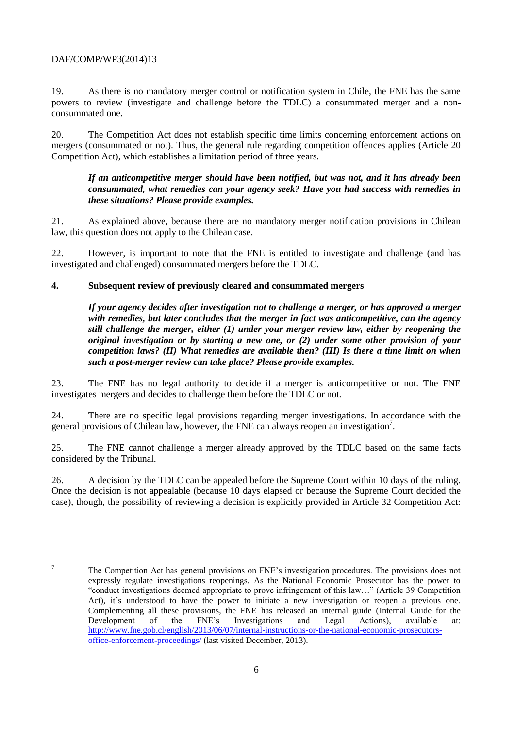19. As there is no mandatory merger control or notification system in Chile, the FNE has the same powers to review (investigate and challenge before the TDLC) a consummated merger and a non-consummated one.

20. The Competition Act does not establish specific time limits concerning enforcement actions on mergers (consummated or not). Thus, the general rule regarding competition offences applies (Article 20 Competition Act), which establishes a limitation period of three years.

> ***If an anticompetitive merger should have been notified, but was not, and it has already been consummated, what remedies can your agency seek? Have you had success with remedies in these situations? Please provide examples.***

21. As explained above, because there are no mandatory merger notification provisions in Chilean law, this question does not apply to the Chilean case.

22. However, is important to note that the FNE is entitled to investigate and challenge (and has investigated and challenged) consummated mergers before the TDLC.

## 4. Subsequent review of previously cleared and consummated mergers

> ***If your agency decides after investigation not to challenge a merger, or has approved a merger with remedies, but later concludes that the merger in fact was anticompetitive, can the agency still challenge the merger, either (1) under your merger review law, either by reopening the original investigation or by starting a new one, or (2) under some other provision of your competition laws? (II) What remedies are available then? (III) Is there a time limit on when such a post-merger review can take place? Please provide examples.***

23. The FNE has no legal authority to decide if a merger is anticompetitive or not. The FNE investigates mergers and decides to challenge them before the TDLC or not.

24. There are no specific legal provisions regarding merger investigations. In accordance with the general provisions of Chilean law, however, the FNE can always reopen an investigation[7].

25. The FNE cannot challenge a merger already approved by the TDLC based on the same facts considered by the Tribunal.

26. A decision by the TDLC can be appealed before the Supreme Court within 10 days of the ruling. Once the decision is not appealable (because 10 days elapsed or because the Supreme Court decided the case), though, the possibility of reviewing a decision is explicitly provided in Article 32 Competition Act:

---

[7] The Competition Act has general provisions on FNE's investigation procedures. The provisions does not expressly regulate investigations reopenings. As the National Economic Prosecutor has the power to "conduct investigations deemed appropriate to prove infringement of this law…" (Article 39 Competition Act), it´s understood to have the power to initiate a new investigation or reopen a previous one. Complementing all these provisions, the FNE has released an internal guide (Internal Guide for the Development of the FNE's Investigations and Legal Actions), available at: http://www.fne.gob.cl/english/2013/06/07/internal-instructions-or-the-national-economic-prosecutors-office-enforcement-proceedings/ (last visited December, 2013).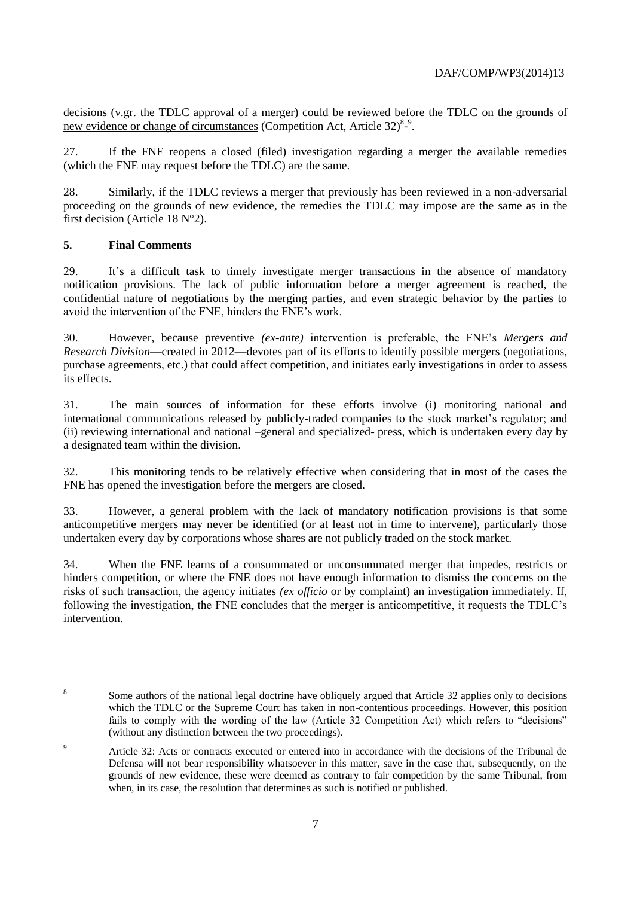decisions (v.gr. the TDLC approval of a merger) could be reviewed before the TDLC on the grounds of new evidence or change of circumstances (Competition Act, Article 32)[8]-[9].

27. If the FNE reopens a closed (filed) investigation regarding a merger the available remedies (which the FNE may request before the TDLC) are the same.

28. Similarly, if the TDLC reviews a merger that previously has been reviewed in a non-adversarial proceeding on the grounds of new evidence, the remedies the TDLC may impose are the same as in the first decision (Article 18 N°2).

## 5. Final Comments

29. It´s a difficult task to timely investigate merger transactions in the absence of mandatory notification provisions. The lack of public information before a merger agreement is reached, the confidential nature of negotiations by the merging parties, and even strategic behavior by the parties to avoid the intervention of the FNE, hinders the FNE's work.

30. However, because preventive *(ex-ante)* intervention is preferable, the FNE's *Mergers and Research Division*—created in 2012—devotes part of its efforts to identify possible mergers (negotiations, purchase agreements, etc.) that could affect competition, and initiates early investigations in order to assess its effects.

31. The main sources of information for these efforts involve (i) monitoring national and international communications released by publicly-traded companies to the stock market's regulator; and (ii) reviewing international and national –general and specialized- press, which is undertaken every day by a designated team within the division.

32. This monitoring tends to be relatively effective when considering that in most of the cases the FNE has opened the investigation before the mergers are closed.

33. However, a general problem with the lack of mandatory notification provisions is that some anticompetitive mergers may never be identified (or at least not in time to intervene), particularly those undertaken every day by corporations whose shares are not publicly traded on the stock market.

34. When the FNE learns of a consummated or unconsummated merger that impedes, restricts or hinders competition, or where the FNE does not have enough information to dismiss the concerns on the risks of such transaction, the agency initiates *(ex officio* or by complaint) an investigation immediately. If, following the investigation, the FNE concludes that the merger is anticompetitive, it requests the TDLC's intervention.

---

[8] Some authors of the national legal doctrine have obliquely argued that Article 32 applies only to decisions which the TDLC or the Supreme Court has taken in non-contentious proceedings. However, this position fails to comply with the wording of the law (Article 32 Competition Act) which refers to "decisions" (without any distinction between the two proceedings).

[9] Article 32: Acts or contracts executed or entered into in accordance with the decisions of the Tribunal de Defensa will not bear responsibility whatsoever in this matter, save in the case that, subsequently, on the grounds of new evidence, these were deemed as contrary to fair competition by the same Tribunal, from when, in its case, the resolution that determines as such is notified or published.